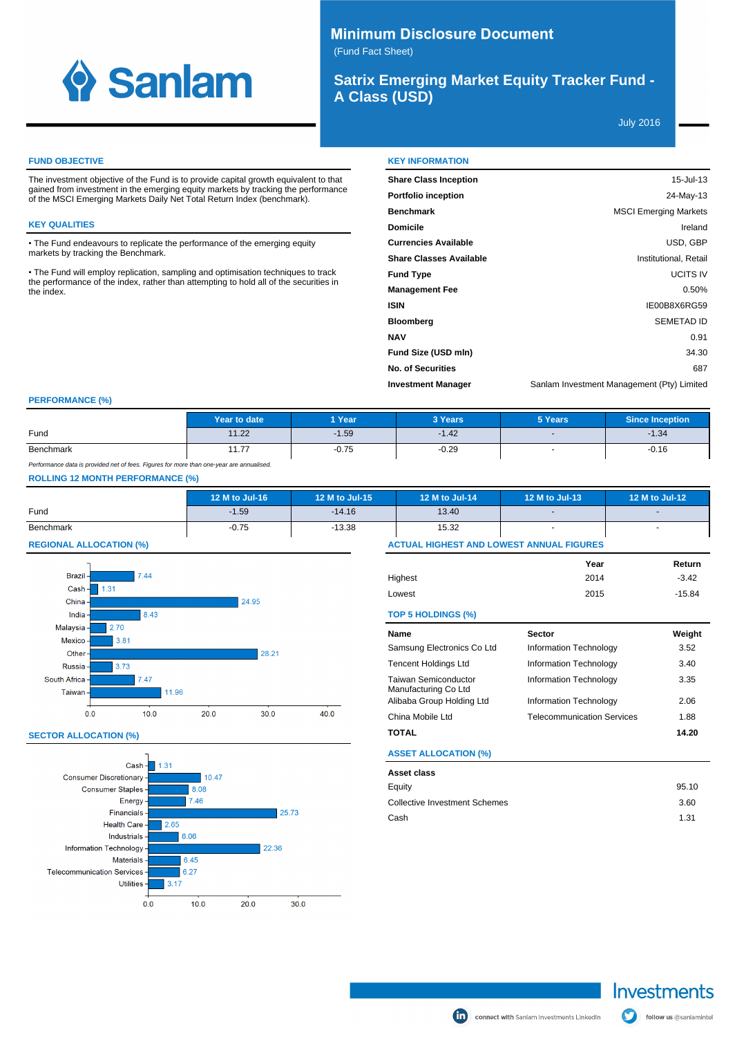Sanlam

# Minimum Disclosure Document

(Fund Fact Sheet)

## Satrix Emerging Market Equity Tracker Fund - A Class (USD)

July 2016

### FUND OBJECTIVE

The investment objective of the Fund is to provide capital growth equivalent to that gained from investment in the emerging equity markets by tracking the performance of the MSCI Emerging Markets Daily Net Total Return Index (benchmark).

### KEY QUALITIES

- The Fund endeavours to replicate the performance of the emerging equity markets by tracking the Benchmark.
- The Fund will employ replication, sampling and optimisation techniques to track the performance of the index, rather than attempting to hold all of the securities in the index.

### KEY INFORMATION

| | |
|---|---|
| **Share Class Inception** | 15-Jul-13 |
| **Portfolio inception** | 24-May-13 |
| **Benchmark** | MSCI Emerging Markets |
| **Domicile** | Ireland |
| **Currencies Available** | USD, GBP |
| **Share Classes Available** | Institutional, Retail |
| **Fund Type** | UCITS IV |
| **Management Fee** | 0.50% |
| **ISIN** | IE00B8X6RG59 |
| **Bloomberg** | SEMETAD ID |
| **NAV** | 0.91 |
| **Fund Size (USD mln)** | 34.30 |
| **No. of Securities** | 687 |
| **Investment Manager** | Sanlam Investment Management (Pty) Limited |

### PERFORMANCE (%)

| | Year to date | 1 Year | 3 Years | 5 Years | Since Inception |
|---|---|---|---|---|---|
| Fund | 11.22 | -1.59 | -1.42 | - | -1.34 |
| Benchmark | 11.77 | -0.75 | -0.29 | - | -0.16 |

*Performance data is provided net of fees. Figures for more than one-year are annualised.*

### ROLLING 12 MONTH PERFORMANCE (%)

| | 12 M to Jul-16 | 12 M to Jul-15 | 12 M to Jul-14 | 12 M to Jul-13 | 12 M to Jul-12 |
|---|---|---|---|---|---|
| Fund | -1.59 | -14.16 | 13.40 | - | - |
| Benchmark | -0.75 | -13.38 | 15.32 | - | - |

### REGIONAL ALLOCATION (%)

Brazil 7.44
Cash 1.31
China 24.95
India 8.43
Malaysia 2.70
Mexico 3.81
Other 28.21
Russia 3.73
South Africa 7.47
Taiwan 11.96

0.0 10.0 20.0 30.0 40.0

### SECTOR ALLOCATION (%)

Cash 1.31
Consumer Discretionary 10.47
Consumer Staples 8.08
Energy 7.46
Financials 25.73
Health Care 2.65
Industrials 6.06
Information Technology 22.36
Materials 6.45
Telecommunication Services 6.27
Utilities 3.17

0.0 10.0 20.0 30.0

### ACTUAL HIGHEST AND LOWEST ANNUAL FIGURES

| | Year | Return |
|---|---|---|
| Highest | 2014 | -3.42 |
| Lowest | 2015 | -15.84 |

### TOP 5 HOLDINGS (%)

| Name | Sector | Weight |
|---|---|---|
| Samsung Electronics Co Ltd | Information Technology | 3.52 |
| Tencent Holdings Ltd | Information Technology | 3.40 |
| Taiwan Semiconductor Manufacturing Co Ltd | Information Technology | 3.35 |
| Alibaba Group Holding Ltd | Information Technology | 2.06 |
| China Mobile Ltd | Telecommunication Services | 1.88 |
| **TOTAL** | | **14.20** |

### ASSET ALLOCATION (%)

| Asset class | |
|---|---|
| Equity | 95.10 |
| Collective Investment Schemes | 3.60 |
| Cash | 1.31 |

Investments

connect with Sanlam Investments LinkedIn    follow us @sanlamintel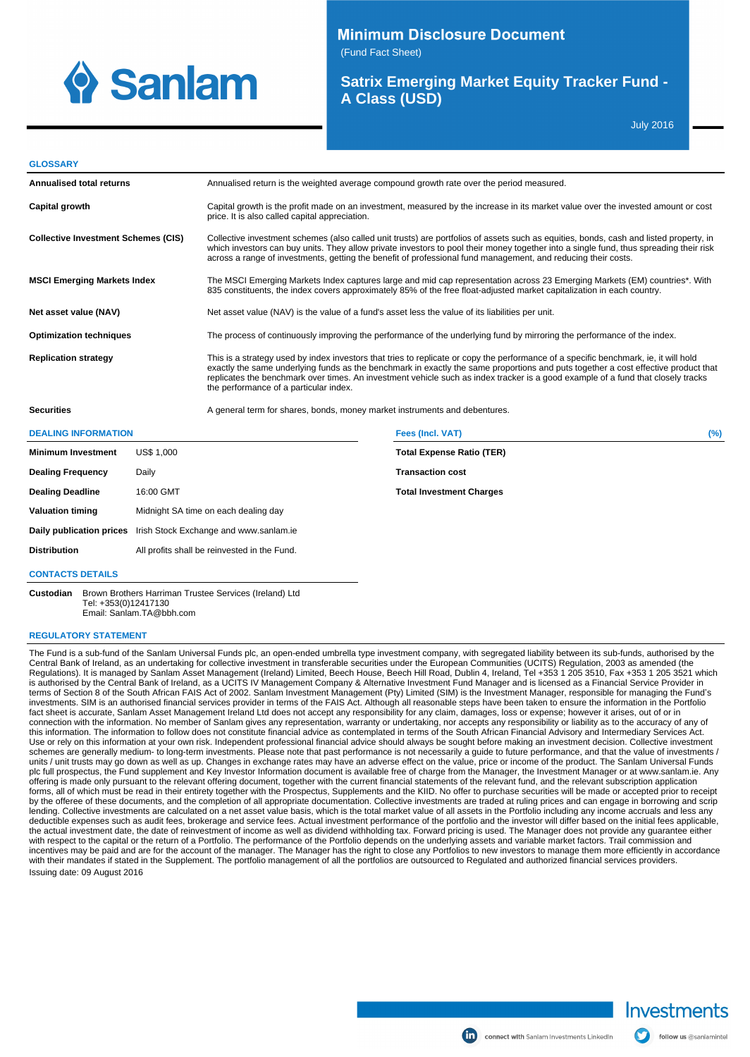# Minimum Disclosure Document

(Fund Fact Sheet)

## Satrix Emerging Market Equity Tracker Fund - A Class (USD)

July 2016

### GLOSSARY

| | |
|---|---|
| **Annualised total returns** | Annualised return is the weighted average compound growth rate over the period measured. |
| **Capital growth** | Capital growth is the profit made on an investment, measured by the increase in its market value over the invested amount or cost price. It is also called capital appreciation. |
| **Collective Investment Schemes (CIS)** | Collective investment schemes (also called unit trusts) are portfolios of assets such as equities, bonds, cash and listed property, in which investors can buy units. They allow private investors to pool their money together into a single fund, thus spreading their risk across a range of investments, getting the benefit of professional fund management, and reducing their costs. |
| **MSCI Emerging Markets Index** | The MSCI Emerging Markets Index captures large and mid cap representation across 23 Emerging Markets (EM) countries*. With 835 constituents, the index covers approximately 85% of the free float-adjusted market capitalization in each country. |
| **Net asset value (NAV)** | Net asset value (NAV) is the value of a fund's asset less the value of its liabilities per unit. |
| **Optimization techniques** | The process of continuously improving the performance of the underlying fund by mirroring the performance of the index. |
| **Replication strategy** | This is a strategy used by index investors that tries to replicate or copy the performance of a specific benchmark, ie, it will hold exactly the same underlying funds as the benchmark in exactly the same proportions and puts together a cost effective product that replicates the benchmark over times. An investment vehicle such as index tracker is a good example of a fund that closely tracks the performance of a particular index. |
| **Securities** | A general term for shares, bonds, money market instruments and debentures. |

### DEALING INFORMATION

| | |
|---|---|
| **Minimum Investment** | US$ 1,000 |
| **Dealing Frequency** | Daily |
| **Dealing Deadline** | 16:00 GMT |
| **Valuation timing** | Midnight SA time on each dealing day |
| **Daily publication prices** | Irish Stock Exchange and www.sanlam.ie |
| **Distribution** | All profits shall be reinvested in the Fund. |

### Fees (Incl. VAT)

| Fees (Incl. VAT) | (%) |
|---|---|
| **Total Expense Ratio (TER)** | |
| **Transaction cost** | |
| **Total Investment Charges** | |

### CONTACTS DETAILS

**Custodian** Brown Brothers Harriman Trustee Services (Ireland) Ltd
Tel: +353(0)12417130
Email: Sanlam.TA@bbh.com

### REGULATORY STATEMENT

The Fund is a sub-fund of the Sanlam Universal Funds plc, an open-ended umbrella type investment company, with segregated liability between its sub-funds, authorised by the Central Bank of Ireland, as an undertaking for collective investment in transferable securities under the European Communities (UCITS) Regulation, 2003 as amended (the Regulations). It is managed by Sanlam Asset Management (Ireland) Limited, Beech House, Beech Hill Road, Dublin 4, Ireland, Tel +353 1 205 3510, Fax +353 1 205 3521 which is authorised by the Central Bank of Ireland, as a UCITS IV Management Company & Alternative Investment Fund Manager and is licensed as a Financial Service Provider in terms of Section 8 of the South African FAIS Act of 2002. Sanlam Investment Management (Pty) Limited (SIM) is the Investment Manager, responsible for managing the Fund's investments. SIM is an authorised financial services provider in terms of the FAIS Act. Although all reasonable steps have been taken to ensure the information in the Portfolio fact sheet is accurate, Sanlam Asset Management Ireland Ltd does not accept any responsibility for any claim, damages, loss or expense; however it arises, out of or in connection with the information. No member of Sanlam gives any representation, warranty or undertaking, nor accepts any responsibility or liability as to the accuracy of any of this information. The information to follow does not constitute financial advice as contemplated in terms of the South African Financial Advisory and Intermediary Services Act. Use or rely on this information at your own risk. Independent professional financial advice should always be sought before making an investment decision. Collective investment schemes are generally medium- to long-term investments. Please note that past performance is not necessarily a guide to future performance, and that the value of investments / units / unit trusts may go down as well as up. Changes in exchange rates may have an adverse effect on the value, price or income of the product. The Sanlam Universal Funds plc full prospectus, the Fund supplement and Key Investor Information document is available free of charge from the Manager, the Investment Manager or at www.sanlam.ie. Any offering is made only pursuant to the relevant offering document, together with the current financial statements of the relevant fund, and the relevant subscription application forms, all of which must be read in their entirety together with the Prospectus, Supplements and the KIID. No offer to purchase securities will be made or accepted prior to receipt by the offeree of these documents, and the completion of all appropriate documentation. Collective investments are traded at ruling prices and can engage in borrowing and scrip lending. Collective investments are calculated on a net asset value basis, which is the total market value of all assets in the Portfolio including any income accruals and less any deductible expenses such as audit fees, brokerage and service fees. Actual investment performance of the portfolio and the investor will differ based on the initial fees applicable, the actual investment date, the date of reinvestment of income as well as dividend withholding tax. Forward pricing is used. The Manager does not provide any guarantee either with respect to the capital or the return of a Portfolio. The performance of the Portfolio depends on the underlying assets and variable market factors. Trail commission and incentives may be paid and are for the account of the manager. The Manager has the right to close any Portfolios to new investors to manage them more efficiently in accordance with their mandates if stated in the Supplement. The portfolio management of all the portfolios are outsourced to Regulated and authorized financial services providers.

Issuing date: 09 August 2016

Investments

connect with Sanlam Investments LinkedIn follow us @sanlamintel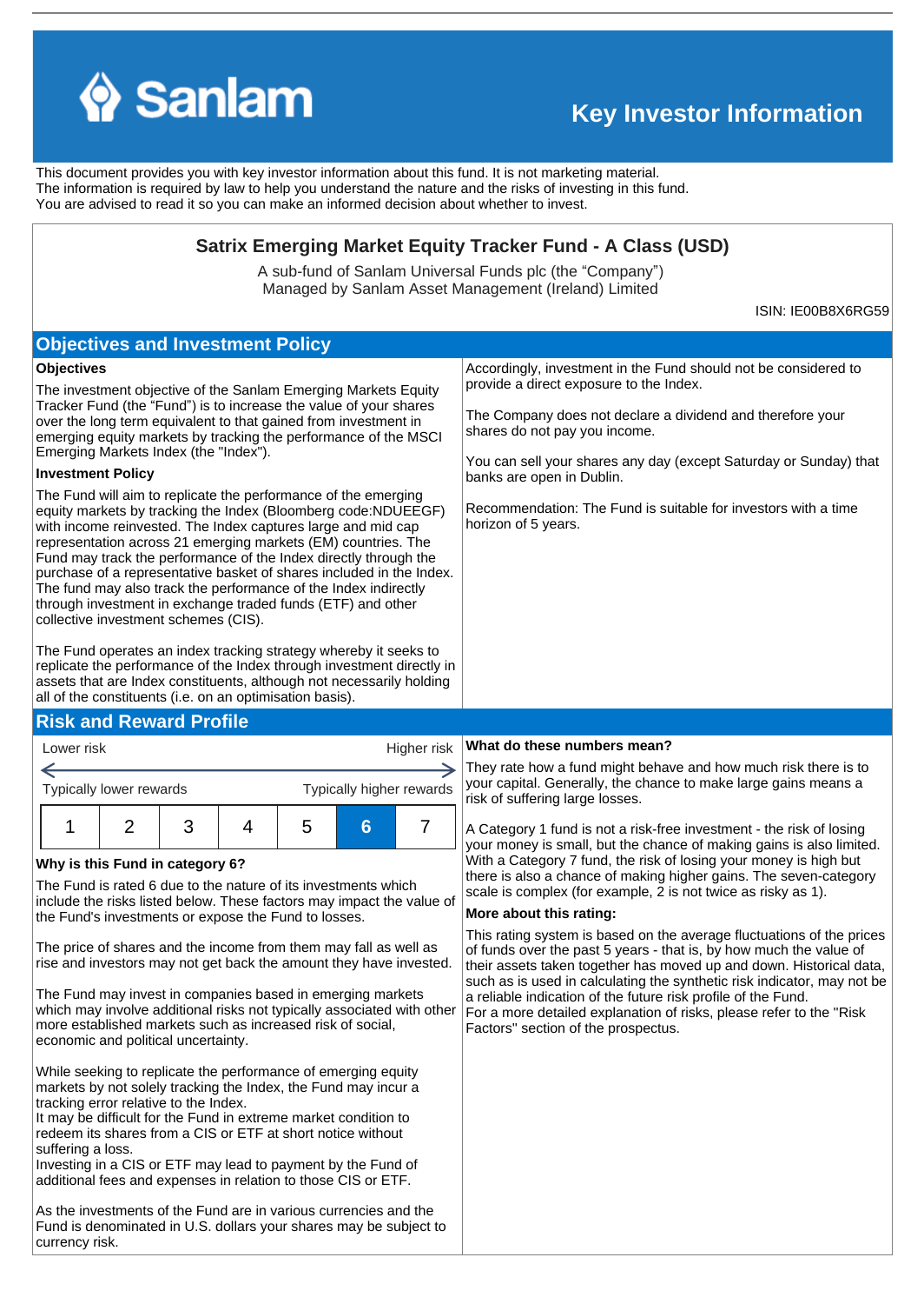# Key Investor Information

This document provides you with key investor information about this fund. It is not marketing material.
The information is required by law to help you understand the nature and the risks of investing in this fund.
You are advised to read it so you can make an informed decision about whether to invest.

## Satrix Emerging Market Equity Tracker Fund - A Class (USD)

A sub-fund of Sanlam Universal Funds plc (the "Company")
Managed by Sanlam Asset Management (Ireland) Limited

ISIN: IE00B8X6RG59

## Objectives and Investment Policy

**Objectives**

The investment objective of the Sanlam Emerging Markets Equity Tracker Fund (the "Fund") is to increase the value of your shares over the long term equivalent to that gained from investment in emerging equity markets by tracking the performance of the MSCI Emerging Markets Index (the "Index").

**Investment Policy**

The Fund will aim to replicate the performance of the emerging equity markets by tracking the Index (Bloomberg code:NDUEEGF) with income reinvested. The Index captures large and mid cap representation across 21 emerging markets (EM) countries. The Fund may track the performance of the Index directly through the purchase of a representative basket of shares included in the Index. The fund may also track the performance of the Index indirectly through investment in exchange traded funds (ETF) and other collective investment schemes (CIS).

The Fund operates an index tracking strategy whereby it seeks to replicate the performance of the Index through investment directly in assets that are Index constituents, although not necessarily holding all of the constituents (i.e. on an optimisation basis).

Accordingly, investment in the Fund should not be considered to provide a direct exposure to the Index.

The Company does not declare a dividend and therefore your shares do not pay you income.

You can sell your shares any day (except Saturday or Sunday) that banks are open in Dublin.

Recommendation: The Fund is suitable for investors with a time horizon of 5 years.

## Risk and Reward Profile

Lower risk — Higher risk

Typically lower rewards — Typically higher rewards

| 1 | 2 | 3 | 4 | 5 | **6** | 7 |
|---|---|---|---|---|---|---|

**Why is this Fund in category 6?**

The Fund is rated 6 due to the nature of its investments which include the risks listed below. These factors may impact the value of the Fund's investments or expose the Fund to losses.

The price of shares and the income from them may fall as well as rise and investors may not get back the amount they have invested.

The Fund may invest in companies based in emerging markets which may involve additional risks not typically associated with other more established markets such as increased risk of social, economic and political uncertainty.

While seeking to replicate the performance of emerging equity markets by not solely tracking the Index, the Fund may incur a tracking error relative to the Index.
It may be difficult for the Fund in extreme market condition to redeem its shares from a CIS or ETF at short notice without suffering a loss.
Investing in a CIS or ETF may lead to payment by the Fund of additional fees and expenses in relation to those CIS or ETF.

As the investments of the Fund are in various currencies and the Fund is denominated in U.S. dollars your shares may be subject to currency risk.

**What do these numbers mean?**

They rate how a fund might behave and how much risk there is to your capital. Generally, the chance to make large gains means a risk of suffering large losses.

A Category 1 fund is not a risk-free investment - the risk of losing your money is small, but the chance of making gains is also limited. With a Category 7 fund, the risk of losing your money is high but there is also a chance of making higher gains. The seven-category scale is complex (for example, 2 is not twice as risky as 1).

**More about this rating:**

This rating system is based on the average fluctuations of the prices of funds over the past 5 years - that is, by how much the value of their assets taken together has moved up and down. Historical data, such as is used in calculating the synthetic risk indicator, may not be a reliable indication of the future risk profile of the Fund.
For a more detailed explanation of risks, please refer to the "Risk Factors" section of the prospectus.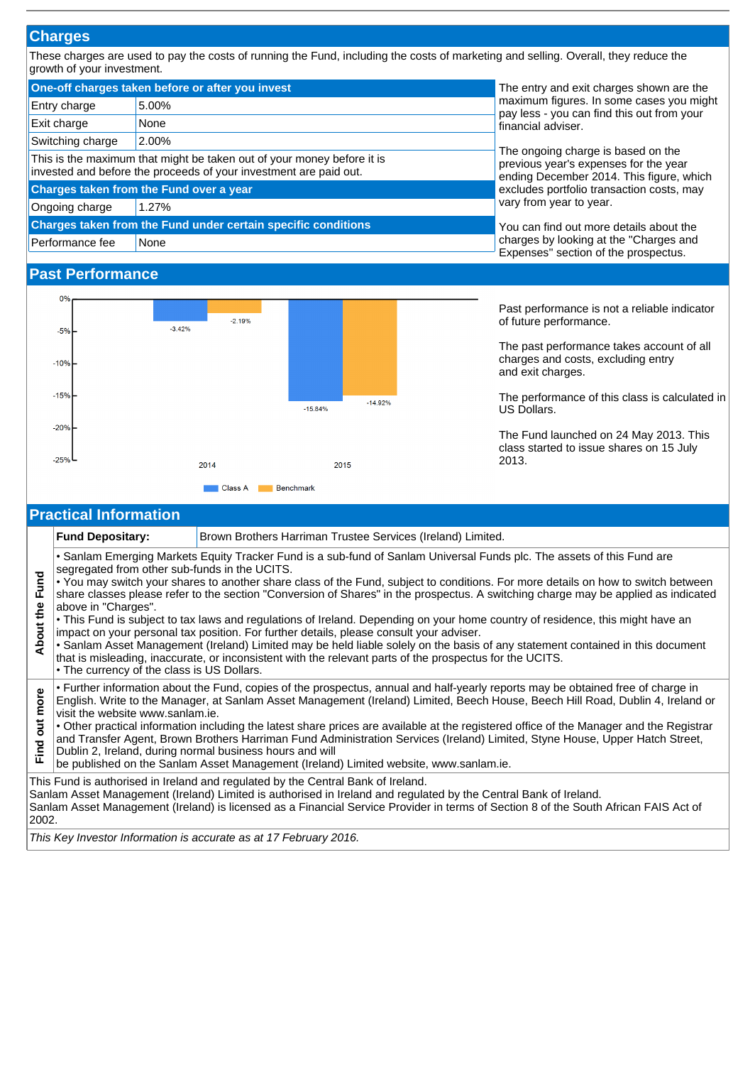## Charges

These charges are used to pay the costs of running the Fund, including the costs of marketing and selling. Overall, they reduce the growth of your investment.

| One-off charges taken before or after you invest | |
|---|---|
| Entry charge | 5.00% |
| Exit charge | None |
| Switching charge | 2.00% |
| This is the maximum that might be taken out of your money before it is invested and before the proceeds of your investment are paid out. | |
| **Charges taken from the Fund over a year** | |
| Ongoing charge | 1.27% |
| **Charges taken from the Fund under certain specific conditions** | |
| Performance fee | None |

The entry and exit charges shown are the maximum figures. In some cases you might pay less - you can find this out from your financial adviser.

The ongoing charge is based on the previous year's expenses for the year ending December 2014. This figure, which excludes portfolio transaction costs, may vary from year to year.

You can find out more details about the charges by looking at the "Charges and Expenses" section of the prospectus.

## Past Performance

0%
-5%
-10%
-15%
-20%
-25%

-3.42%
-2.19%
-15.84%
-14.92%

2014
2015

Class A
Benchmark

Past performance is not a reliable indicator of future performance.

The past performance takes account of all charges and costs, excluding entry and exit charges.

The performance of this class is calculated in US Dollars.

The Fund launched on 24 May 2013. This class started to issue shares on 15 July 2013.

## Practical Information

### About the Fund

**Fund Depositary:** Brown Brothers Harriman Trustee Services (Ireland) Limited.

- Sanlam Emerging Markets Equity Tracker Fund is a sub-fund of Sanlam Universal Funds plc. The assets of this Fund are segregated from other sub-funds in the UCITS.
- You may switch your shares to another share class of the Fund, subject to conditions. For more details on how to switch between share classes please refer to the section "Conversion of Shares" in the prospectus. A switching charge may be applied as indicated above in "Charges".
- This Fund is subject to tax laws and regulations of Ireland. Depending on your home country of residence, this might have an impact on your personal tax position. For further details, please consult your adviser.
- Sanlam Asset Management (Ireland) Limited may be held liable solely on the basis of any statement contained in this document that is misleading, inaccurate, or inconsistent with the relevant parts of the prospectus for the UCITS.
- The currency of the class is US Dollars.

### Find out more

- Further information about the Fund, copies of the prospectus, annual and half-yearly reports may be obtained free of charge in English. Write to the Manager, at Sanlam Asset Management (Ireland) Limited, Beech House, Beech Hill Road, Dublin 4, Ireland or visit the website www.sanlam.ie.
- Other practical information including the latest share prices are available at the registered office of the Manager and the Registrar and Transfer Agent, Brown Brothers Harriman Fund Administration Services (Ireland) Limited, Styne House, Upper Hatch Street, Dublin 2, Ireland, during normal business hours and will be published on the Sanlam Asset Management (Ireland) Limited website, www.sanlam.ie.

This Fund is authorised in Ireland and regulated by the Central Bank of Ireland.
Sanlam Asset Management (Ireland) Limited is authorised in Ireland and regulated by the Central Bank of Ireland.
Sanlam Asset Management (Ireland) is licensed as a Financial Service Provider in terms of Section 8 of the South African FAIS Act of 2002.

*This Key Investor Information is accurate as at 17 February 2016.*